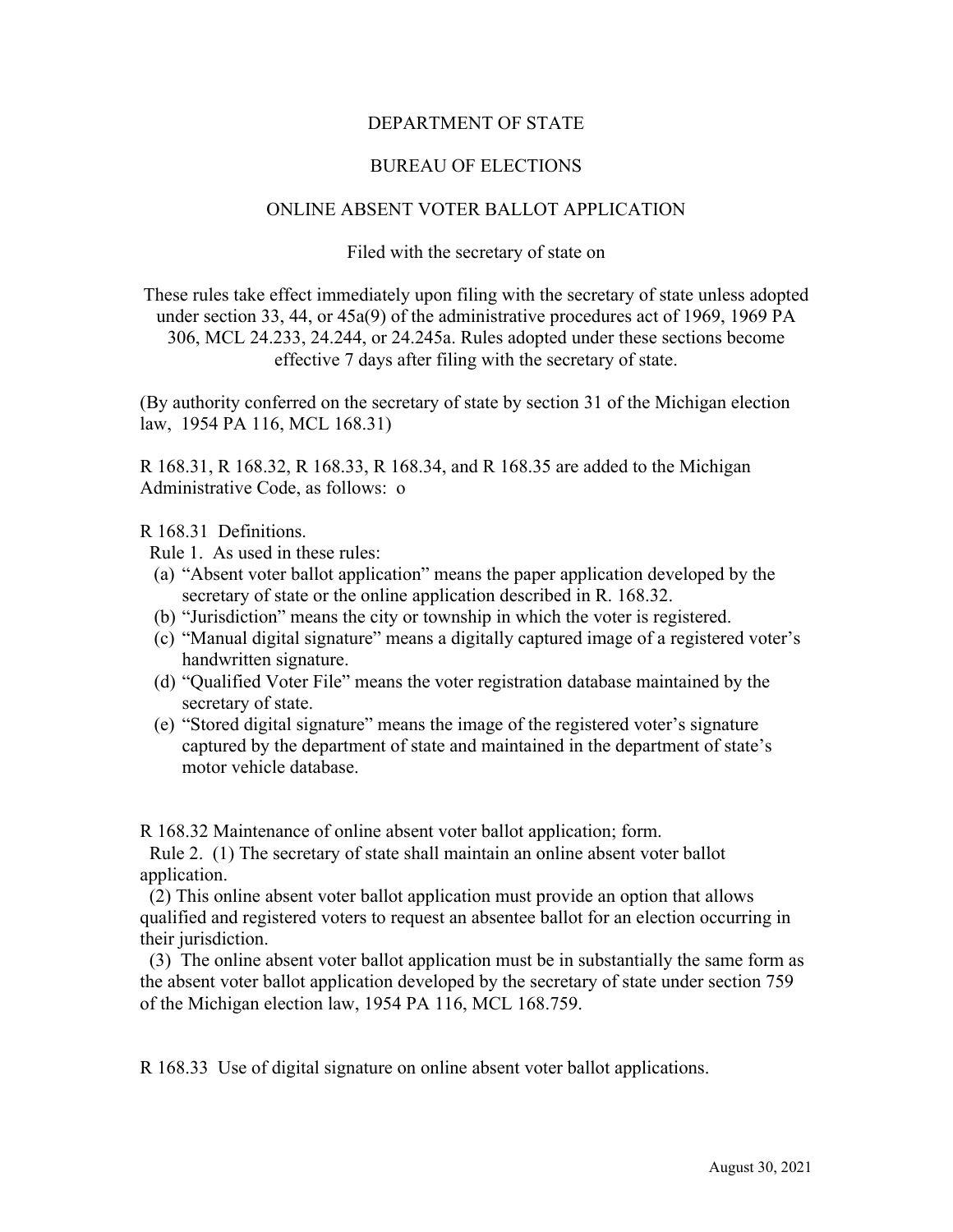DEPARTMENT OF STATE

BUREAU OF ELECTIONS

ONLINE ABSENT VOTER BALLOT APPLICATION

Filed with the secretary of state on

These rules take effect immediately upon filing with the secretary of state unless adopted under section 33, 44, or 45a(9) of the administrative procedures act of 1969, 1969 PA 306, MCL 24.233, 24.244, or 24.245a. Rules adopted under these sections become effective 7 days after filing with the secretary of state.

(By authority conferred on the secretary of state by section 31 of the Michigan election law, 1954 PA 116, MCL 168.31)

R 168.31, R 168.32, R 168.33, R 168.34, and R 168.35 are added to the Michigan Administrative Code, as follows: o

R 168.31 Definitions.

Rule 1. As used in these rules:

(a) "Absent voter ballot application" means the paper application developed by the secretary of state or the online application described in R. 168.32.

(b) "Jurisdiction" means the city or township in which the voter is registered.

(c) "Manual digital signature" means a digitally captured image of a registered voter's handwritten signature.

(d) "Qualified Voter File" means the voter registration database maintained by the secretary of state.

(e) "Stored digital signature" means the image of the registered voter's signature captured by the department of state and maintained in the department of state's motor vehicle database.

R 168.32 Maintenance of online absent voter ballot application; form.

Rule 2. (1) The secretary of state shall maintain an online absent voter ballot application.

(2) This online absent voter ballot application must provide an option that allows qualified and registered voters to request an absentee ballot for an election occurring in their jurisdiction.

(3) The online absent voter ballot application must be in substantially the same form as the absent voter ballot application developed by the secretary of state under section 759 of the Michigan election law, 1954 PA 116, MCL 168.759.

R 168.33 Use of digital signature on online absent voter ballot applications.

August 30, 2021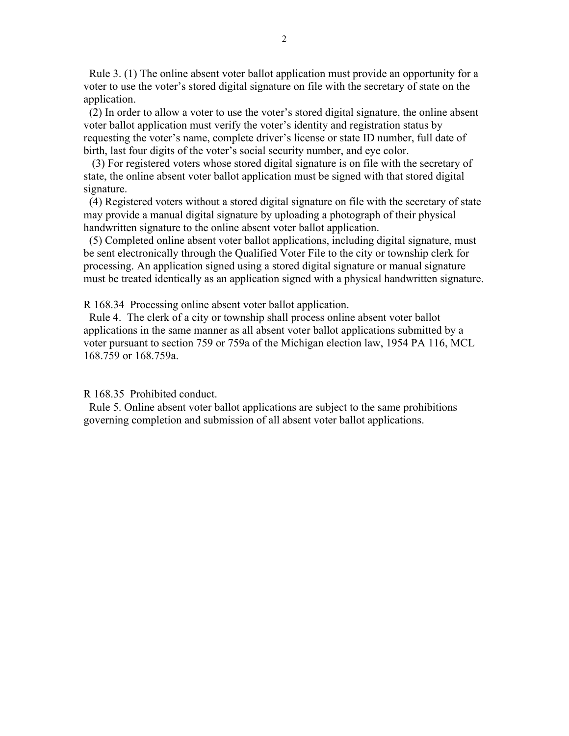Rule 3. (1) The online absent voter ballot application must provide an opportunity for a voter to use the voter's stored digital signature on file with the secretary of state on the application.

(2) In order to allow a voter to use the voter's stored digital signature, the online absent voter ballot application must verify the voter's identity and registration status by requesting the voter's name, complete driver's license or state ID number, full date of birth, last four digits of the voter's social security number, and eye color.

(3) For registered voters whose stored digital signature is on file with the secretary of state, the online absent voter ballot application must be signed with that stored digital signature.

(4) Registered voters without a stored digital signature on file with the secretary of state may provide a manual digital signature by uploading a photograph of their physical handwritten signature to the online absent voter ballot application.

(5) Completed online absent voter ballot applications, including digital signature, must be sent electronically through the Qualified Voter File to the city or township clerk for processing. An application signed using a stored digital signature or manual signature must be treated identically as an application signed with a physical handwritten signature.

R 168.34 Processing online absent voter ballot application.

Rule 4. The clerk of a city or township shall process online absent voter ballot applications in the same manner as all absent voter ballot applications submitted by a voter pursuant to section 759 or 759a of the Michigan election law, 1954 PA 116, MCL 168.759 or 168.759a.

R 168.35 Prohibited conduct.

Rule 5. Online absent voter ballot applications are subject to the same prohibitions governing completion and submission of all absent voter ballot applications.